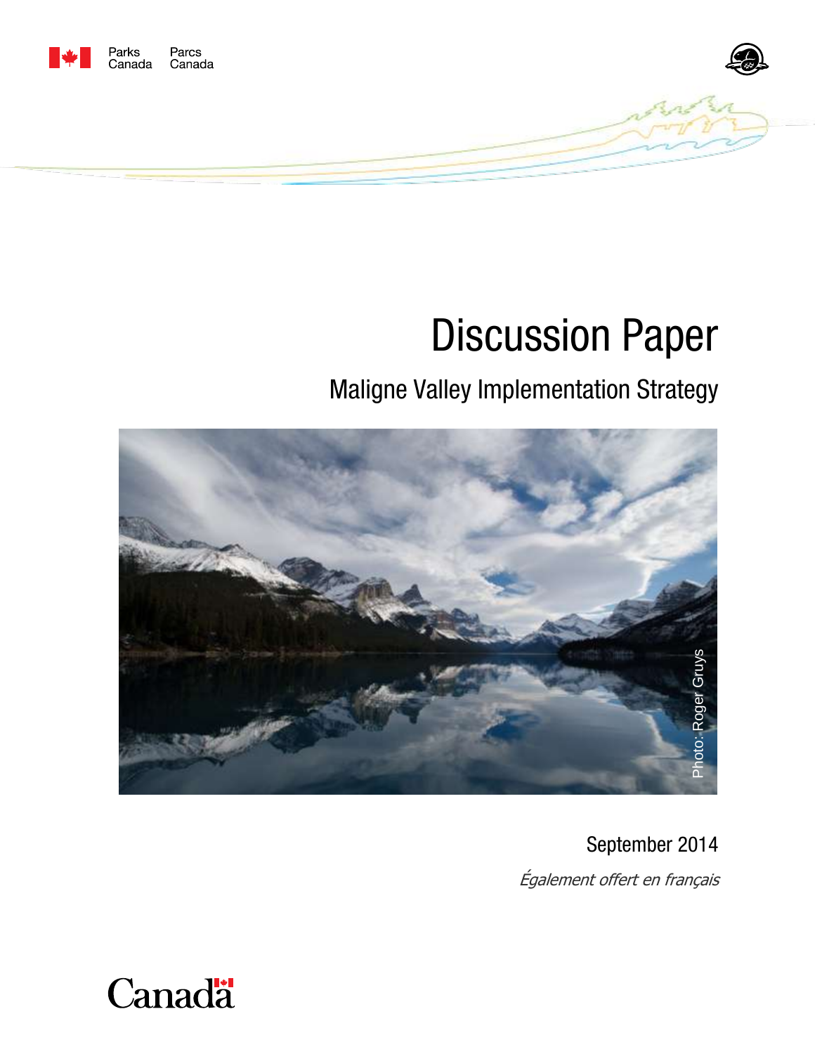Parks Canada | Parcs Canada

# Discussion Paper

## Maligne Valley Implementation Strategy

Photo: Roger Gruys

September 2014

*Également offert en français*

Canada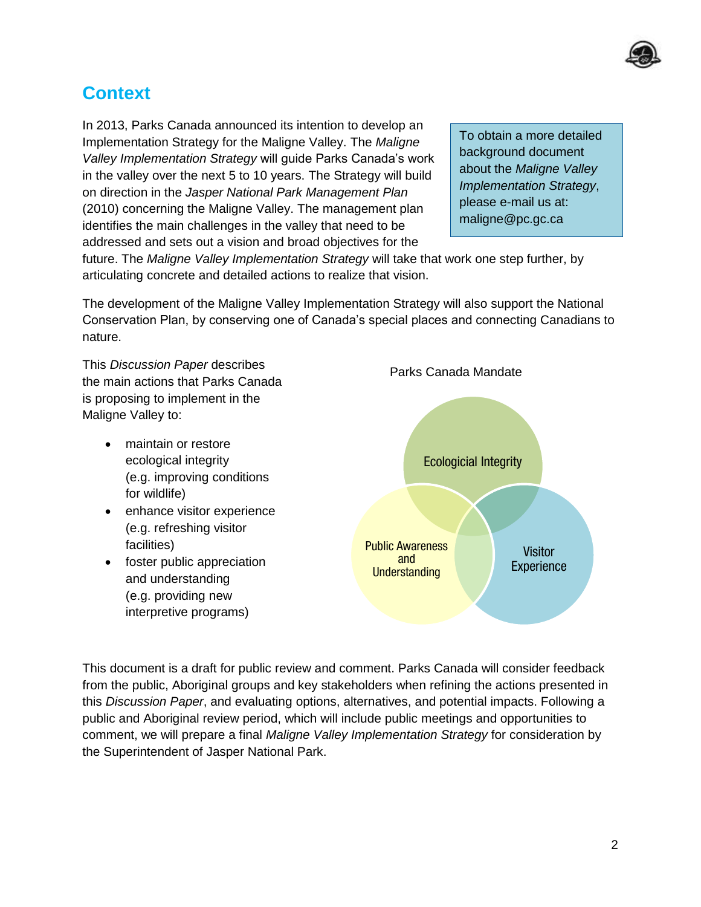## Context

In 2013, Parks Canada announced its intention to develop an Implementation Strategy for the Maligne Valley. The *Maligne Valley Implementation Strategy* will guide Parks Canada's work in the valley over the next 5 to 10 years. The Strategy will build on direction in the *Jasper National Park Management Plan* (2010) concerning the Maligne Valley. The management plan identifies the main challenges in the valley that need to be addressed and sets out a vision and broad objectives for the future. The *Maligne Valley Implementation Strategy* will take that work one step further, by articulating concrete and detailed actions to realize that vision.

> To obtain a more detailed background document about the *Maligne Valley Implementation Strategy*, please e-mail us at: maligne@pc.gc.ca

The development of the Maligne Valley Implementation Strategy will also support the National Conservation Plan, by conserving one of Canada's special places and connecting Canadians to nature.

This *Discussion Paper* describes the main actions that Parks Canada is proposing to implement in the Maligne Valley to:

- maintain or restore ecological integrity (e.g. improving conditions for wildlife)
- enhance visitor experience (e.g. refreshing visitor facilities)
- foster public appreciation and understanding (e.g. providing new interpretive programs)

Parks Canada Mandate

Ecologicial Integrity

Public Awareness and Understanding

Visitor Experience

This document is a draft for public review and comment. Parks Canada will consider feedback from the public, Aboriginal groups and key stakeholders when refining the actions presented in this *Discussion Paper*, and evaluating options, alternatives, and potential impacts. Following a public and Aboriginal review period, which will include public meetings and opportunities to comment, we will prepare a final *Maligne Valley Implementation Strategy* for consideration by the Superintendent of Jasper National Park.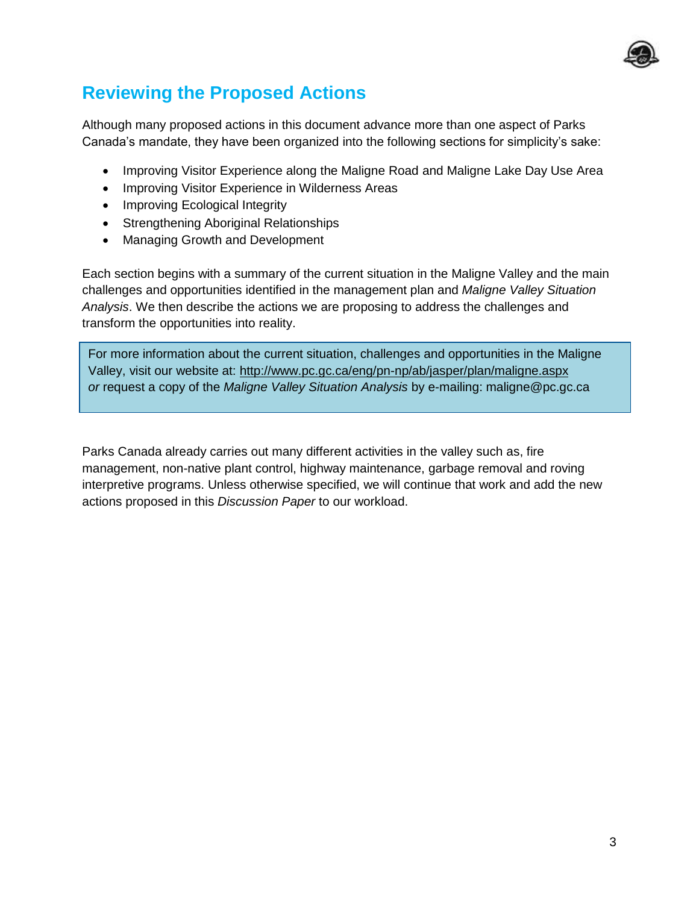## Reviewing the Proposed Actions

Although many proposed actions in this document advance more than one aspect of Parks Canada's mandate, they have been organized into the following sections for simplicity's sake:

- Improving Visitor Experience along the Maligne Road and Maligne Lake Day Use Area
- Improving Visitor Experience in Wilderness Areas
- Improving Ecological Integrity
- Strengthening Aboriginal Relationships
- Managing Growth and Development

Each section begins with a summary of the current situation in the Maligne Valley and the main challenges and opportunities identified in the management plan and *Maligne Valley Situation Analysis*. We then describe the actions we are proposing to address the challenges and transform the opportunities into reality.

> For more information about the current situation, challenges and opportunities in the Maligne Valley, visit our website at: http://www.pc.gc.ca/eng/pn-np/ab/jasper/plan/maligne.aspx *or* request a copy of the *Maligne Valley Situation Analysis* by e-mailing: maligne@pc.gc.ca

Parks Canada already carries out many different activities in the valley such as, fire management, non-native plant control, highway maintenance, garbage removal and roving interpretive programs. Unless otherwise specified, we will continue that work and add the new actions proposed in this *Discussion Paper* to our workload.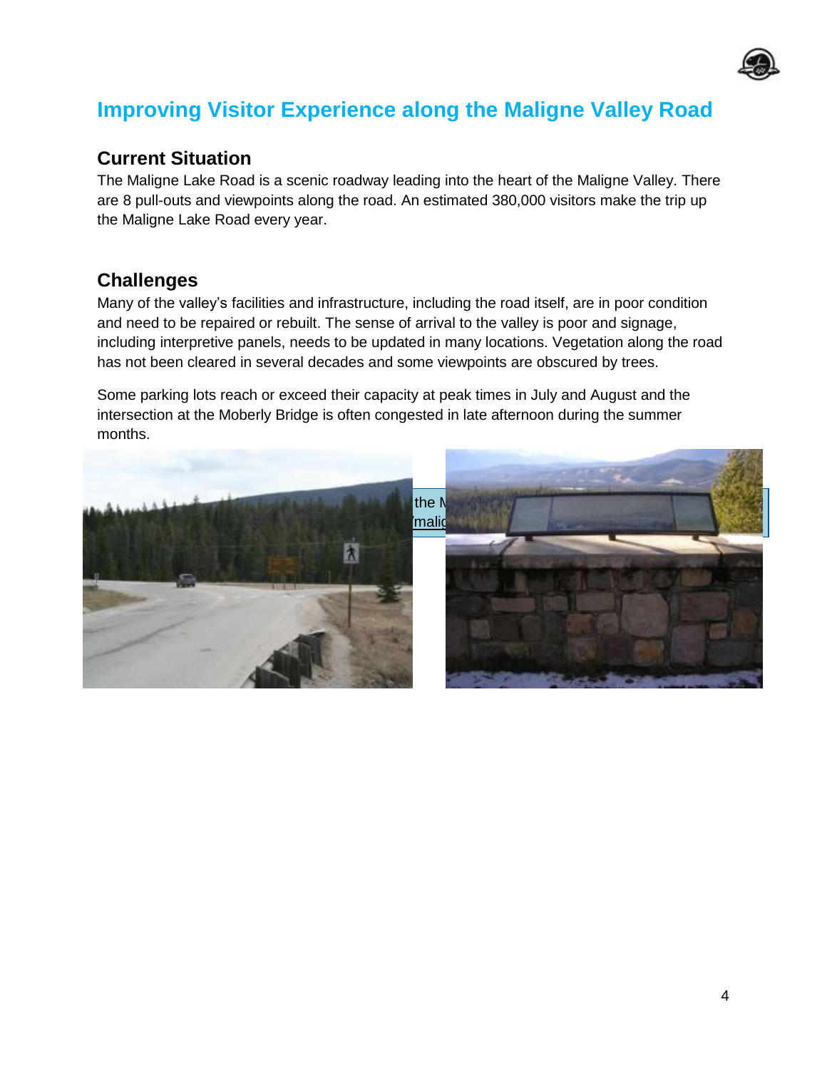# Improving Visitor Experience along the Maligne Valley Road

## Current Situation

The Maligne Lake Road is a scenic roadway leading into the heart of the Maligne Valley. There are 8 pull-outs and viewpoints along the road. An estimated 380,000 visitors make the trip up the Maligne Lake Road every year.

## Challenges

Many of the valley's facilities and infrastructure, including the road itself, are in poor condition and need to be repaired or rebuilt. The sense of arrival to the valley is poor and signage, including interpretive panels, needs to be updated in many locations. Vegetation along the road has not been cleared in several decades and some viewpoints are obscured by trees.

Some parking lots reach or exceed their capacity at peak times in July and August and the intersection at the Moberly Bridge is often congested in late afternoon during the summer months.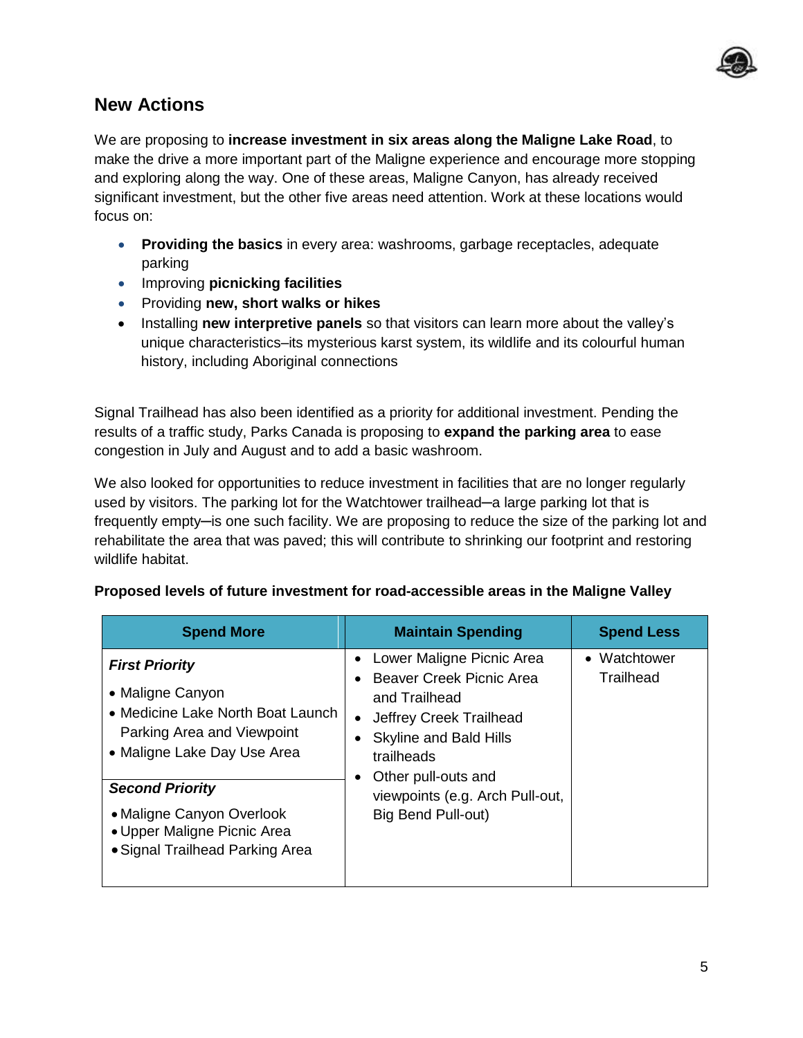## New Actions

We are proposing to **increase investment in six areas along the Maligne Lake Road**, to make the drive a more important part of the Maligne experience and encourage more stopping and exploring along the way. One of these areas, Maligne Canyon, has already received significant investment, but the other five areas need attention. Work at these locations would focus on:

- **Providing the basics** in every area: washrooms, garbage receptacles, adequate parking
- Improving **picnicking facilities**
- Providing **new, short walks or hikes**
- Installing **new interpretive panels** so that visitors can learn more about the valley's unique characteristics–its mysterious karst system, its wildlife and its colourful human history, including Aboriginal connections

Signal Trailhead has also been identified as a priority for additional investment. Pending the results of a traffic study, Parks Canada is proposing to **expand the parking area** to ease congestion in July and August and to add a basic washroom.

We also looked for opportunities to reduce investment in facilities that are no longer regularly used by visitors. The parking lot for the Watchtower trailhead─a large parking lot that is frequently empty─is one such facility. We are proposing to reduce the size of the parking lot and rehabilitate the area that was paved; this will contribute to shrinking our footprint and restoring wildlife habitat.

**Proposed levels of future investment for road-accessible areas in the Maligne Valley**

| Spend More | Maintain Spending | Spend Less |
|---|---|---|
| ***First Priority***<br>• Maligne Canyon<br>• Medicine Lake North Boat Launch Parking Area and Viewpoint<br>• Maligne Lake Day Use Area<br><br>***Second Priority***<br>• Maligne Canyon Overlook<br>• Upper Maligne Picnic Area<br>• Signal Trailhead Parking Area | • Lower Maligne Picnic Area<br>• Beaver Creek Picnic Area and Trailhead<br>• Jeffrey Creek Trailhead<br>• Skyline and Bald Hills trailheads<br>• Other pull-outs and viewpoints (e.g. Arch Pull-out, Big Bend Pull-out) | • Watchtower Trailhead |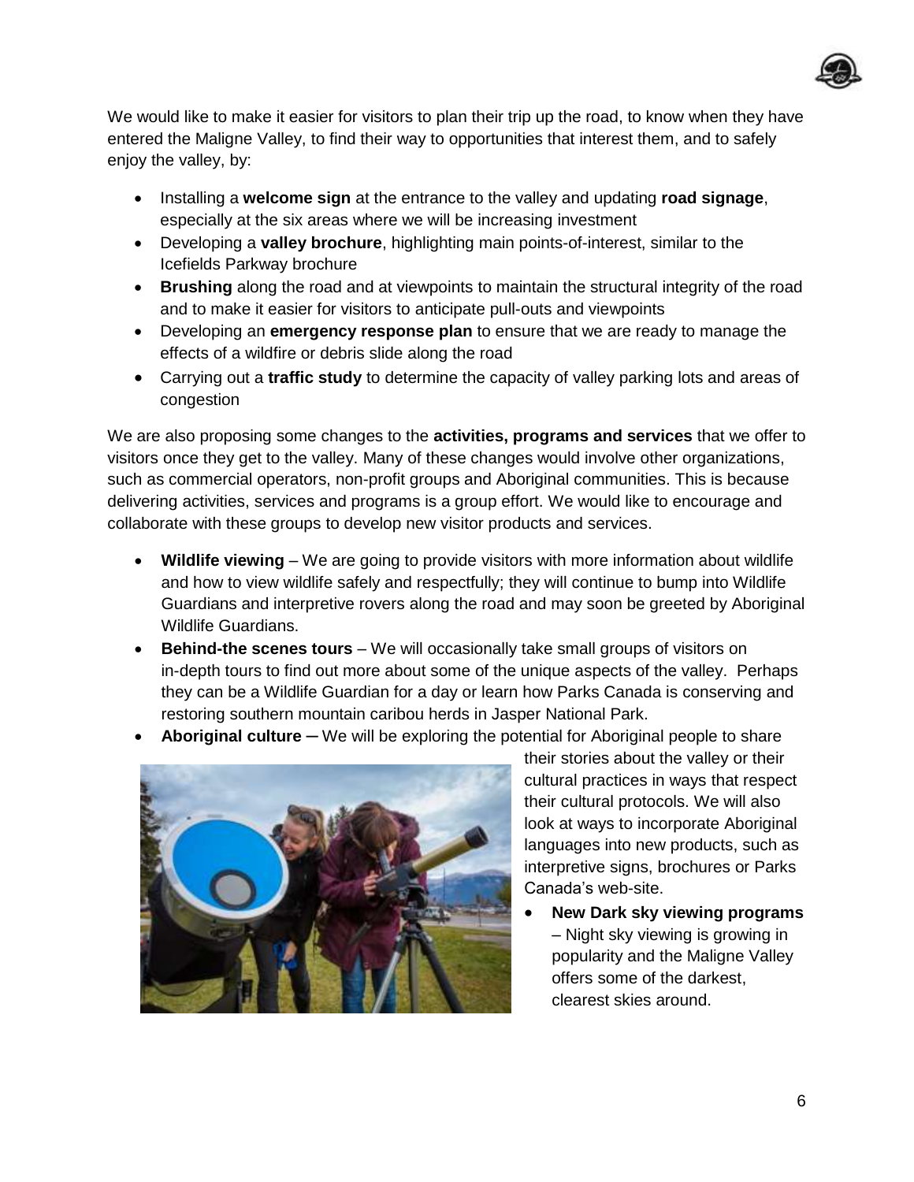We would like to make it easier for visitors to plan their trip up the road, to know when they have entered the Maligne Valley, to find their way to opportunities that interest them, and to safely enjoy the valley, by:

- Installing a **welcome sign** at the entrance to the valley and updating **road signage**, especially at the six areas where we will be increasing investment
- Developing a **valley brochure**, highlighting main points-of-interest, similar to the Icefields Parkway brochure
- **Brushing** along the road and at viewpoints to maintain the structural integrity of the road and to make it easier for visitors to anticipate pull-outs and viewpoints
- Developing an **emergency response plan** to ensure that we are ready to manage the effects of a wildfire or debris slide along the road
- Carrying out a **traffic study** to determine the capacity of valley parking lots and areas of congestion

We are also proposing some changes to the **activities, programs and services** that we offer to visitors once they get to the valley. Many of these changes would involve other organizations, such as commercial operators, non-profit groups and Aboriginal communities. This is because delivering activities, services and programs is a group effort. We would like to encourage and collaborate with these groups to develop new visitor products and services.

- **Wildlife viewing** – We are going to provide visitors with more information about wildlife and how to view wildlife safely and respectfully; they will continue to bump into Wildlife Guardians and interpretive rovers along the road and may soon be greeted by Aboriginal Wildlife Guardians.
- **Behind-the scenes tours** – We will occasionally take small groups of visitors on in-depth tours to find out more about some of the unique aspects of the valley. Perhaps they can be a Wildlife Guardian for a day or learn how Parks Canada is conserving and restoring southern mountain caribou herds in Jasper National Park.
- **Aboriginal culture** – We will be exploring the potential for Aboriginal people to share their stories about the valley or their cultural practices in ways that respect their cultural protocols. We will also look at ways to incorporate Aboriginal languages into new products, such as interpretive signs, brochures or Parks Canada's web-site.
- **New Dark sky viewing programs** – Night sky viewing is growing in popularity and the Maligne Valley offers some of the darkest, clearest skies around.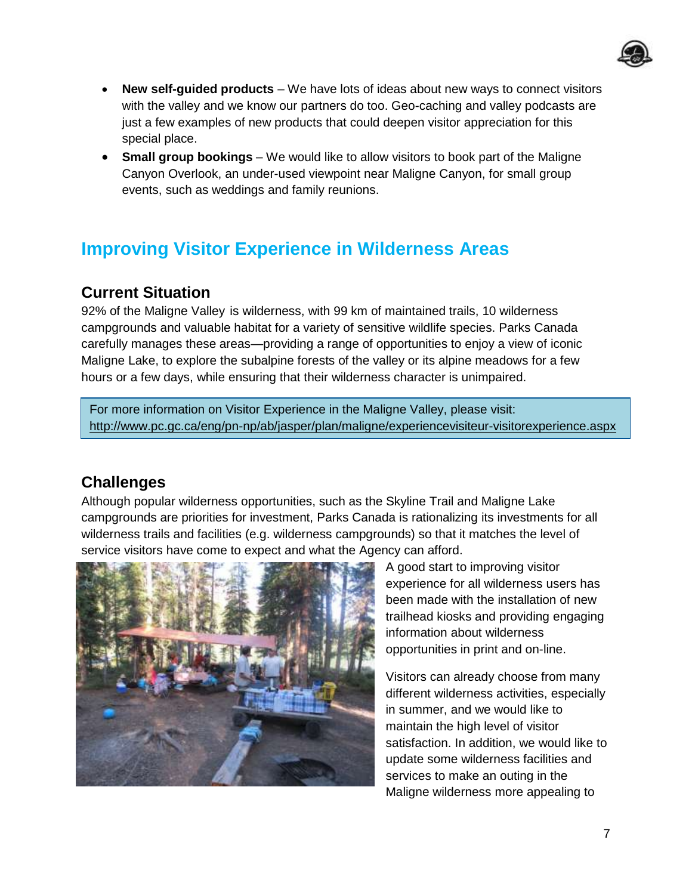- **New self-guided products** – We have lots of ideas about new ways to connect visitors with the valley and we know our partners do too. Geo-caching and valley podcasts are just a few examples of new products that could deepen visitor appreciation for this special place.
- **Small group bookings** – We would like to allow visitors to book part of the Maligne Canyon Overlook, an under-used viewpoint near Maligne Canyon, for small group events, such as weddings and family reunions.

## Improving Visitor Experience in Wilderness Areas

### Current Situation

92% of the Maligne Valley is wilderness, with 99 km of maintained trails, 10 wilderness campgrounds and valuable habitat for a variety of sensitive wildlife species. Parks Canada carefully manages these areas—providing a range of opportunities to enjoy a view of iconic Maligne Lake, to explore the subalpine forests of the valley or its alpine meadows for a few hours or a few days, while ensuring that their wilderness character is unimpaired.

> For more information on Visitor Experience in the Maligne Valley, please visit:
> http://www.pc.gc.ca/eng/pn-np/ab/jasper/plan/maligne/experiencevisiteur-visitorexperience.aspx

### Challenges

Although popular wilderness opportunities, such as the Skyline Trail and Maligne Lake campgrounds are priorities for investment, Parks Canada is rationalizing its investments for all wilderness trails and facilities (e.g. wilderness campgrounds) so that it matches the level of service visitors have come to expect and what the Agency can afford.

A good start to improving visitor experience for all wilderness users has been made with the installation of new trailhead kiosks and providing engaging information about wilderness opportunities in print and on-line.

Visitors can already choose from many different wilderness activities, especially in summer, and we would like to maintain the high level of visitor satisfaction. In addition, we would like to update some wilderness facilities and services to make an outing in the Maligne wilderness more appealing to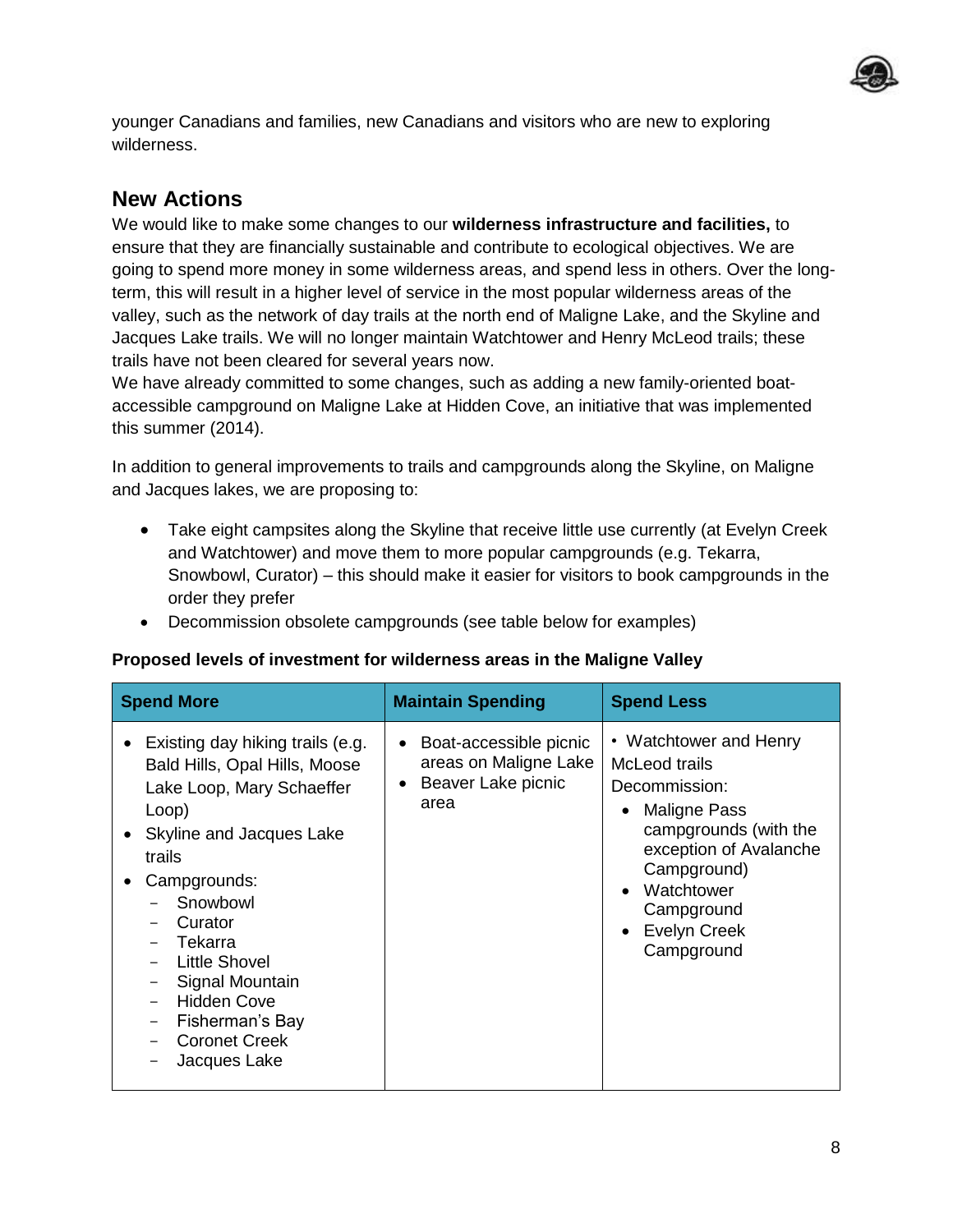younger Canadians and families, new Canadians and visitors who are new to exploring wilderness.

## New Actions

We would like to make some changes to our **wilderness infrastructure and facilities,** to ensure that they are financially sustainable and contribute to ecological objectives. We are going to spend more money in some wilderness areas, and spend less in others. Over the long-term, this will result in a higher level of service in the most popular wilderness areas of the valley, such as the network of day trails at the north end of Maligne Lake, and the Skyline and Jacques Lake trails. We will no longer maintain Watchtower and Henry McLeod trails; these trails have not been cleared for several years now.

We have already committed to some changes, such as adding a new family-oriented boat-accessible campground on Maligne Lake at Hidden Cove, an initiative that was implemented this summer (2014).

In addition to general improvements to trails and campgrounds along the Skyline, on Maligne and Jacques lakes, we are proposing to:

- Take eight campsites along the Skyline that receive little use currently (at Evelyn Creek and Watchtower) and move them to more popular campgrounds (e.g. Tekarra, Snowbowl, Curator) – this should make it easier for visitors to book campgrounds in the order they prefer
- Decommission obsolete campgrounds (see table below for examples)

**Proposed levels of investment for wilderness areas in the Maligne Valley**

| Spend More | Maintain Spending | Spend Less |
|---|---|---|
| • Existing day hiking trails (e.g. Bald Hills, Opal Hills, Moose Lake Loop, Mary Schaeffer Loop)<br>• Skyline and Jacques Lake trails<br>• Campgrounds:<br>– Snowbowl<br>– Curator<br>– Tekarra<br>– Little Shovel<br>– Signal Mountain<br>– Hidden Cove<br>– Fisherman's Bay<br>– Coronet Creek<br>– Jacques Lake | • Boat-accessible picnic areas on Maligne Lake<br>• Beaver Lake picnic area | • Watchtower and Henry McLeod trails<br>Decommission:<br>• Maligne Pass campgrounds (with the exception of Avalanche Campground)<br>• Watchtower Campground<br>• Evelyn Creek Campground |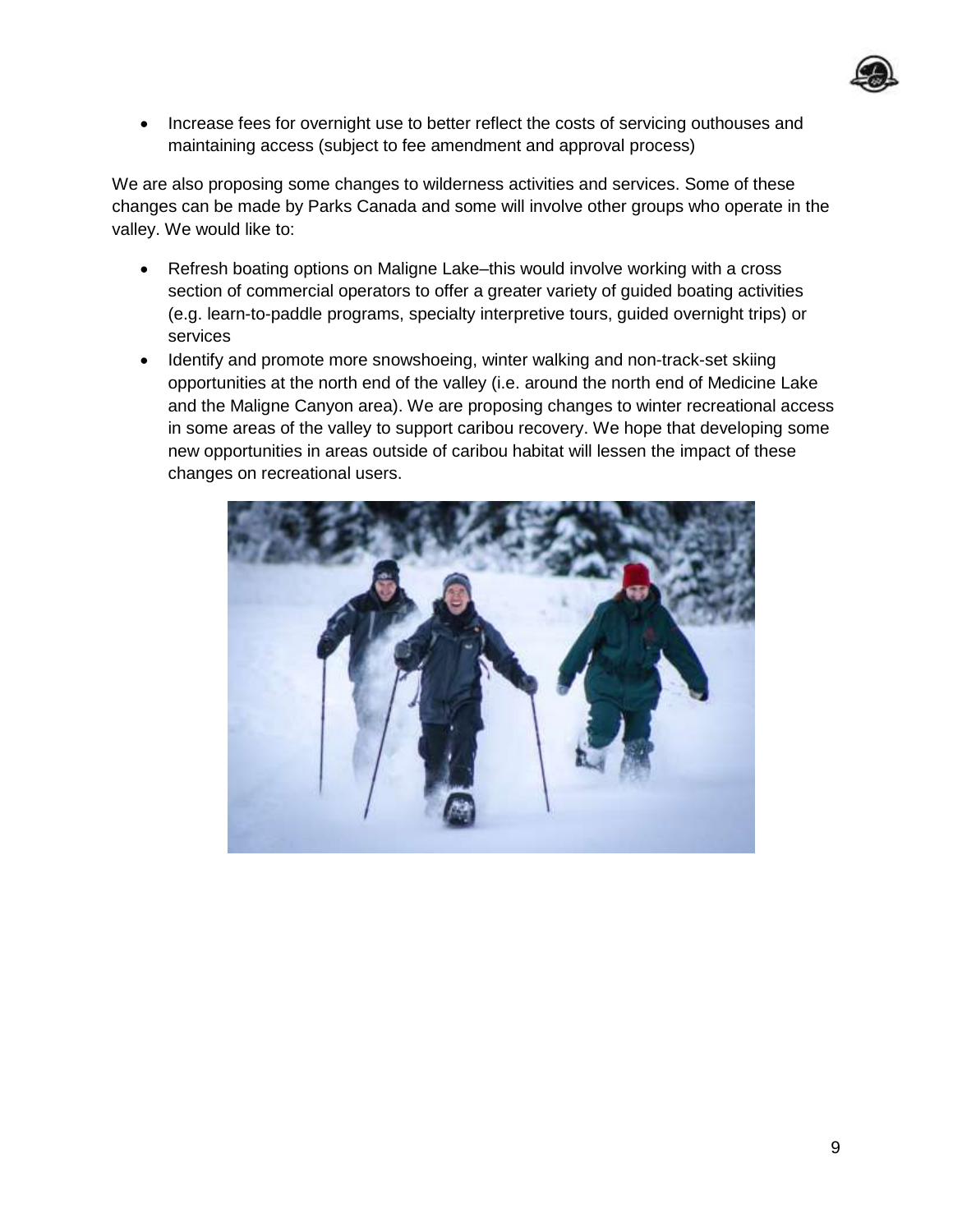- Increase fees for overnight use to better reflect the costs of servicing outhouses and maintaining access (subject to fee amendment and approval process)

We are also proposing some changes to wilderness activities and services. Some of these changes can be made by Parks Canada and some will involve other groups who operate in the valley. We would like to:

- Refresh boating options on Maligne Lake–this would involve working with a cross section of commercial operators to offer a greater variety of guided boating activities (e.g. learn-to-paddle programs, specialty interpretive tours, guided overnight trips) or services
- Identify and promote more snowshoeing, winter walking and non-track-set skiing opportunities at the north end of the valley (i.e. around the north end of Medicine Lake and the Maligne Canyon area). We are proposing changes to winter recreational access in some areas of the valley to support caribou recovery. We hope that developing some new opportunities in areas outside of caribou habitat will lessen the impact of these changes on recreational users.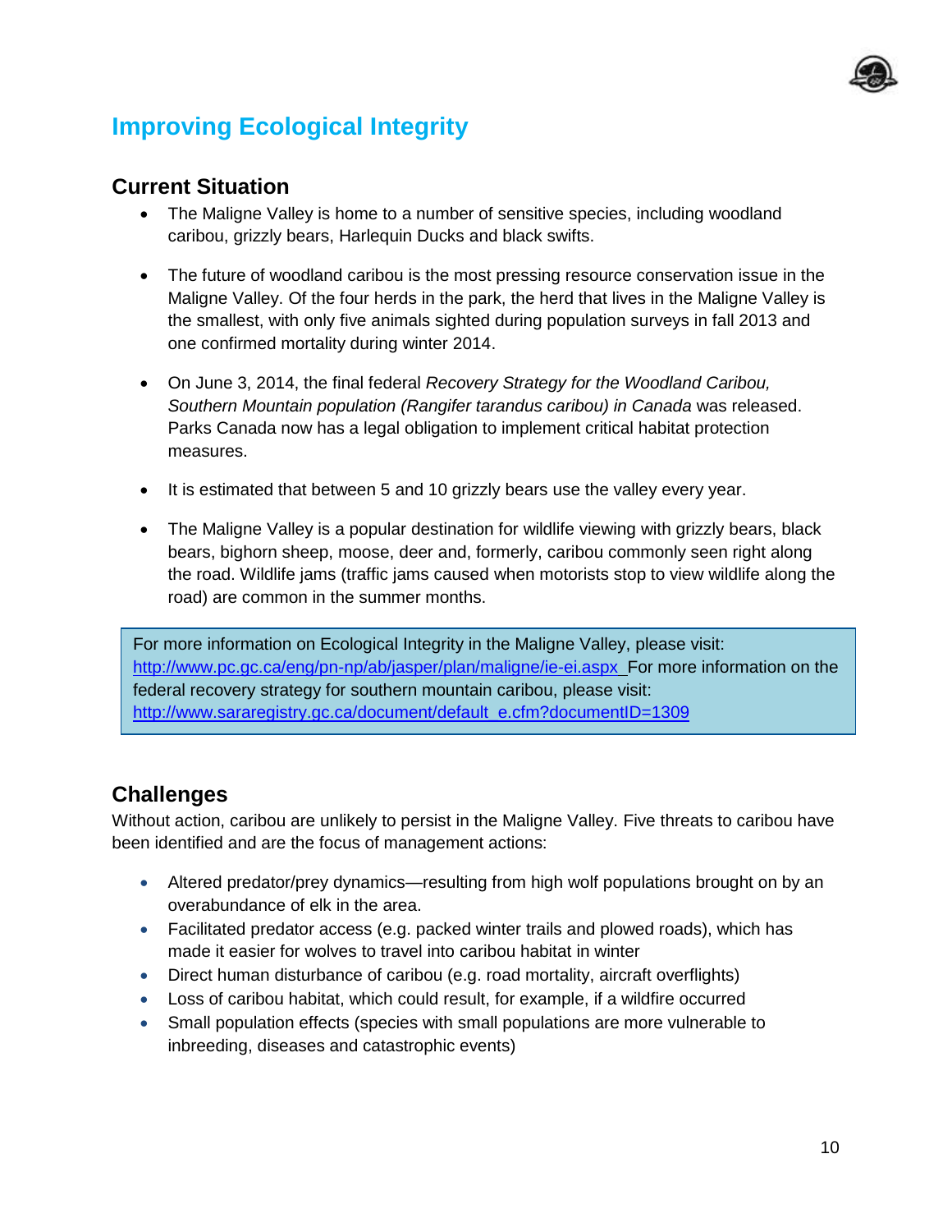# Improving Ecological Integrity

## Current Situation

- The Maligne Valley is home to a number of sensitive species, including woodland caribou, grizzly bears, Harlequin Ducks and black swifts.
- The future of woodland caribou is the most pressing resource conservation issue in the Maligne Valley. Of the four herds in the park, the herd that lives in the Maligne Valley is the smallest, with only five animals sighted during population surveys in fall 2013 and one confirmed mortality during winter 2014.
- On June 3, 2014, the final federal *Recovery Strategy for the Woodland Caribou, Southern Mountain population (Rangifer tarandus caribou) in Canada* was released. Parks Canada now has a legal obligation to implement critical habitat protection measures.
- It is estimated that between 5 and 10 grizzly bears use the valley every year.
- The Maligne Valley is a popular destination for wildlife viewing with grizzly bears, black bears, bighorn sheep, moose, deer and, formerly, caribou commonly seen right along the road. Wildlife jams (traffic jams caused when motorists stop to view wildlife along the road) are common in the summer months.

For more information on Ecological Integrity in the Maligne Valley, please visit: http://www.pc.gc.ca/eng/pn-np/ab/jasper/plan/maligne/ie-ei.aspx For more information on the federal recovery strategy for southern mountain caribou, please visit: http://www.sararegistry.gc.ca/document/default_e.cfm?documentID=1309

## Challenges

Without action, caribou are unlikely to persist in the Maligne Valley. Five threats to caribou have been identified and are the focus of management actions:

- Altered predator/prey dynamics—resulting from high wolf populations brought on by an overabundance of elk in the area.
- Facilitated predator access (e.g. packed winter trails and plowed roads), which has made it easier for wolves to travel into caribou habitat in winter
- Direct human disturbance of caribou (e.g. road mortality, aircraft overflights)
- Loss of caribou habitat, which could result, for example, if a wildfire occurred
- Small population effects (species with small populations are more vulnerable to inbreeding, diseases and catastrophic events)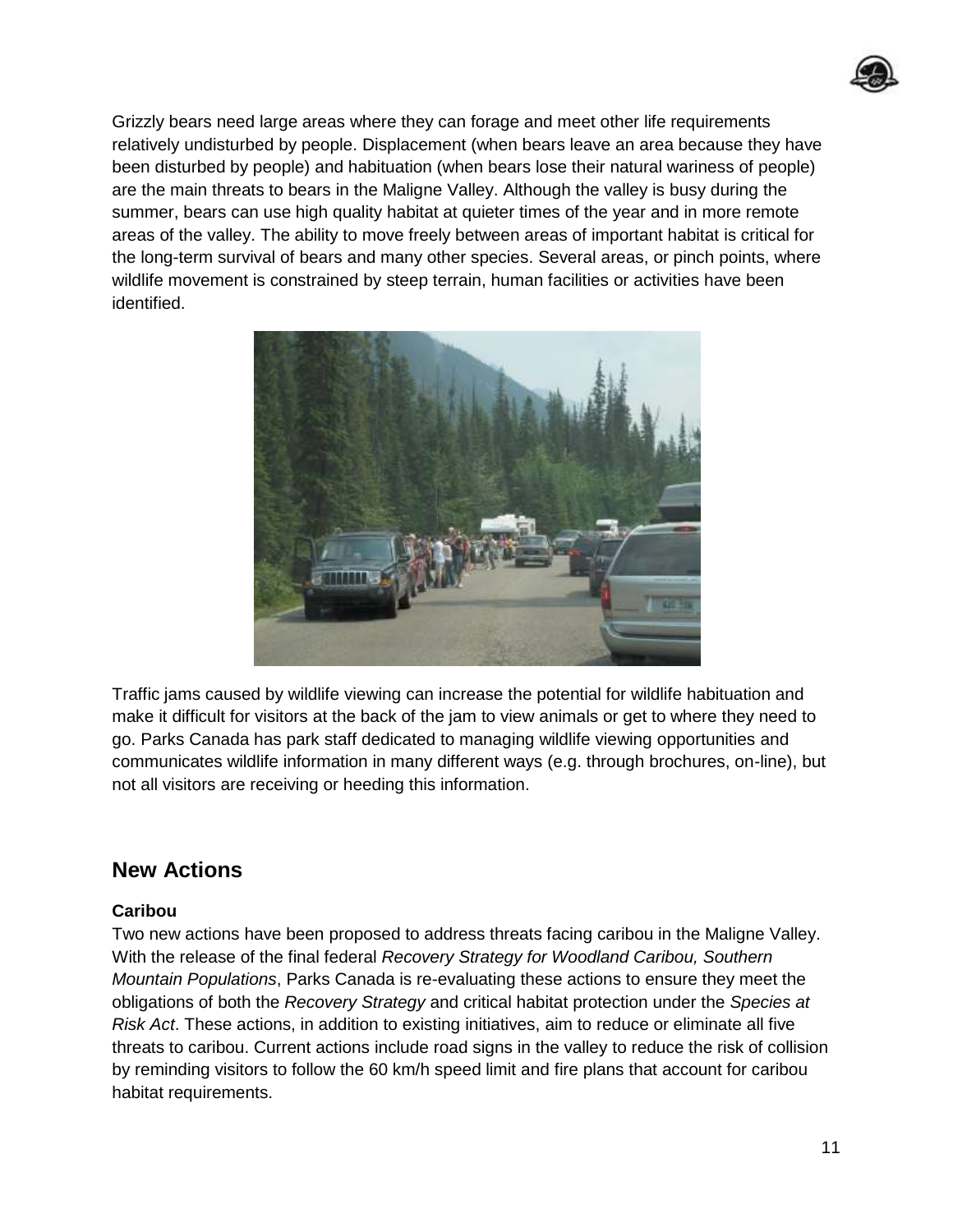Grizzly bears need large areas where they can forage and meet other life requirements relatively undisturbed by people. Displacement (when bears leave an area because they have been disturbed by people) and habituation (when bears lose their natural wariness of people) are the main threats to bears in the Maligne Valley. Although the valley is busy during the summer, bears can use high quality habitat at quieter times of the year and in more remote areas of the valley. The ability to move freely between areas of important habitat is critical for the long-term survival of bears and many other species. Several areas, or pinch points, where wildlife movement is constrained by steep terrain, human facilities or activities have been identified.

Traffic jams caused by wildlife viewing can increase the potential for wildlife habituation and make it difficult for visitors at the back of the jam to view animals or get to where they need to go. Parks Canada has park staff dedicated to managing wildlife viewing opportunities and communicates wildlife information in many different ways (e.g. through brochures, on-line), but not all visitors are receiving or heeding this information.

## New Actions

**Caribou**

Two new actions have been proposed to address threats facing caribou in the Maligne Valley. With the release of the final federal *Recovery Strategy for Woodland Caribou, Southern Mountain Populations*, Parks Canada is re-evaluating these actions to ensure they meet the obligations of both the *Recovery Strategy* and critical habitat protection under the *Species at Risk Act*. These actions, in addition to existing initiatives, aim to reduce or eliminate all five threats to caribou. Current actions include road signs in the valley to reduce the risk of collision by reminding visitors to follow the 60 km/h speed limit and fire plans that account for caribou habitat requirements.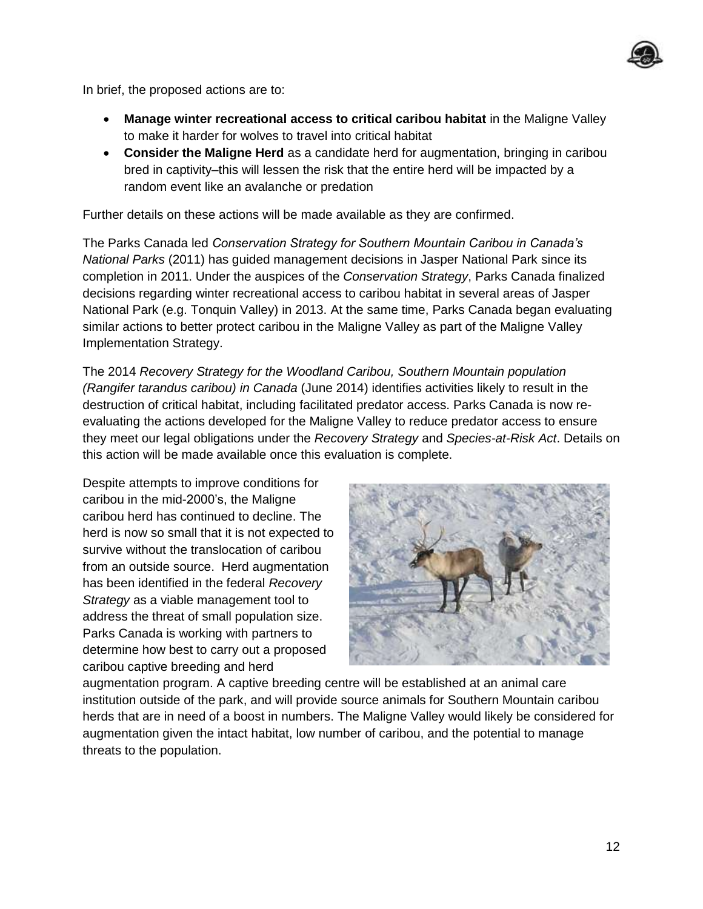In brief, the proposed actions are to:

- **Manage winter recreational access to critical caribou habitat** in the Maligne Valley to make it harder for wolves to travel into critical habitat
- **Consider the Maligne Herd** as a candidate herd for augmentation, bringing in caribou bred in captivity–this will lessen the risk that the entire herd will be impacted by a random event like an avalanche or predation

Further details on these actions will be made available as they are confirmed.

The Parks Canada led *Conservation Strategy for Southern Mountain Caribou in Canada's National Parks* (2011) has guided management decisions in Jasper National Park since its completion in 2011. Under the auspices of the *Conservation Strategy*, Parks Canada finalized decisions regarding winter recreational access to caribou habitat in several areas of Jasper National Park (e.g. Tonquin Valley) in 2013. At the same time, Parks Canada began evaluating similar actions to better protect caribou in the Maligne Valley as part of the Maligne Valley Implementation Strategy.

The 2014 *Recovery Strategy for the Woodland Caribou, Southern Mountain population (Rangifer tarandus caribou) in Canada* (June 2014) identifies activities likely to result in the destruction of critical habitat, including facilitated predator access. Parks Canada is now re-evaluating the actions developed for the Maligne Valley to reduce predator access to ensure they meet our legal obligations under the *Recovery Strategy* and *Species-at-Risk Act*. Details on this action will be made available once this evaluation is complete.

Despite attempts to improve conditions for caribou in the mid-2000's, the Maligne caribou herd has continued to decline. The herd is now so small that it is not expected to survive without the translocation of caribou from an outside source. Herd augmentation has been identified in the federal *Recovery Strategy* as a viable management tool to address the threat of small population size. Parks Canada is working with partners to determine how best to carry out a proposed caribou captive breeding and herd augmentation program. A captive breeding centre will be established at an animal care institution outside of the park, and will provide source animals for Southern Mountain caribou herds that are in need of a boost in numbers. The Maligne Valley would likely be considered for augmentation given the intact habitat, low number of caribou, and the potential to manage threats to the population.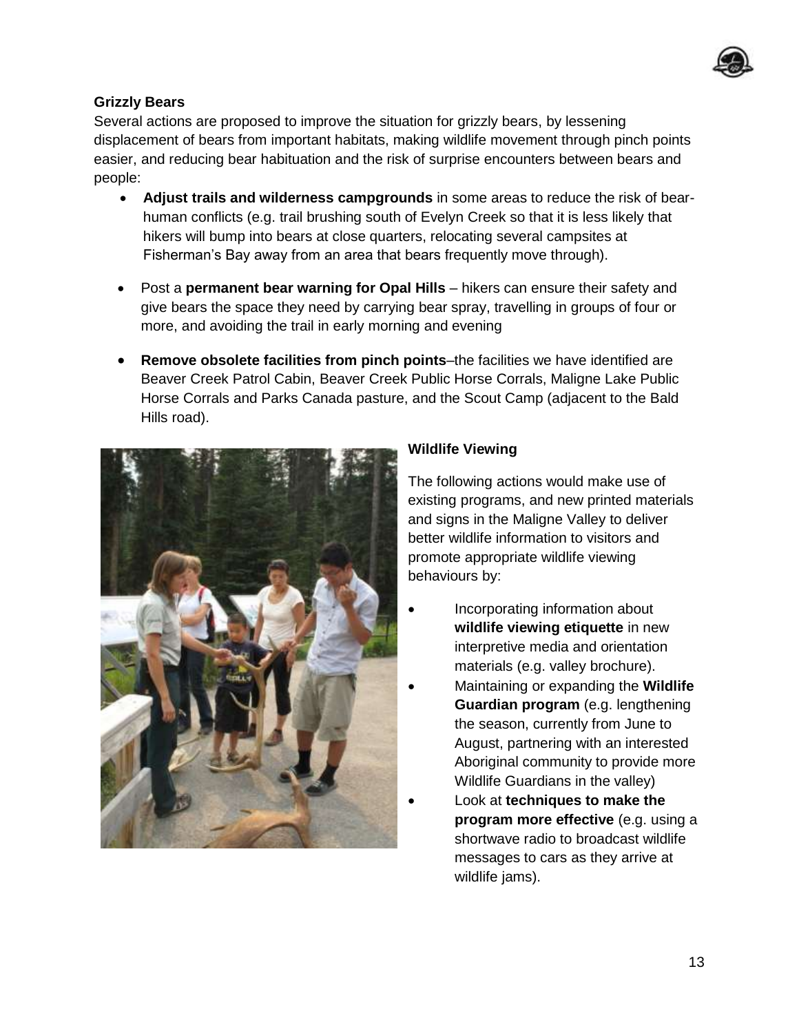**Grizzly Bears**

Several actions are proposed to improve the situation for grizzly bears, by lessening displacement of bears from important habitats, making wildlife movement through pinch points easier, and reducing bear habituation and the risk of surprise encounters between bears and people:

- **Adjust trails and wilderness campgrounds** in some areas to reduce the risk of bear-human conflicts (e.g. trail brushing south of Evelyn Creek so that it is less likely that hikers will bump into bears at close quarters, relocating several campsites at Fisherman's Bay away from an area that bears frequently move through).
- Post a **permanent bear warning for Opal Hills** – hikers can ensure their safety and give bears the space they need by carrying bear spray, travelling in groups of four or more, and avoiding the trail in early morning and evening
- **Remove obsolete facilities from pinch points**–the facilities we have identified are Beaver Creek Patrol Cabin, Beaver Creek Public Horse Corrals, Maligne Lake Public Horse Corrals and Parks Canada pasture, and the Scout Camp (adjacent to the Bald Hills road).

**Wildlife Viewing**

The following actions would make use of existing programs, and new printed materials and signs in the Maligne Valley to deliver better wildlife information to visitors and promote appropriate wildlife viewing behaviours by:

- Incorporating information about **wildlife viewing etiquette** in new interpretive media and orientation materials (e.g. valley brochure).
- Maintaining or expanding the **Wildlife Guardian program** (e.g. lengthening the season, currently from June to August, partnering with an interested Aboriginal community to provide more Wildlife Guardians in the valley)
- Look at **techniques to make the program more effective** (e.g. using a shortwave radio to broadcast wildlife messages to cars as they arrive at wildlife jams).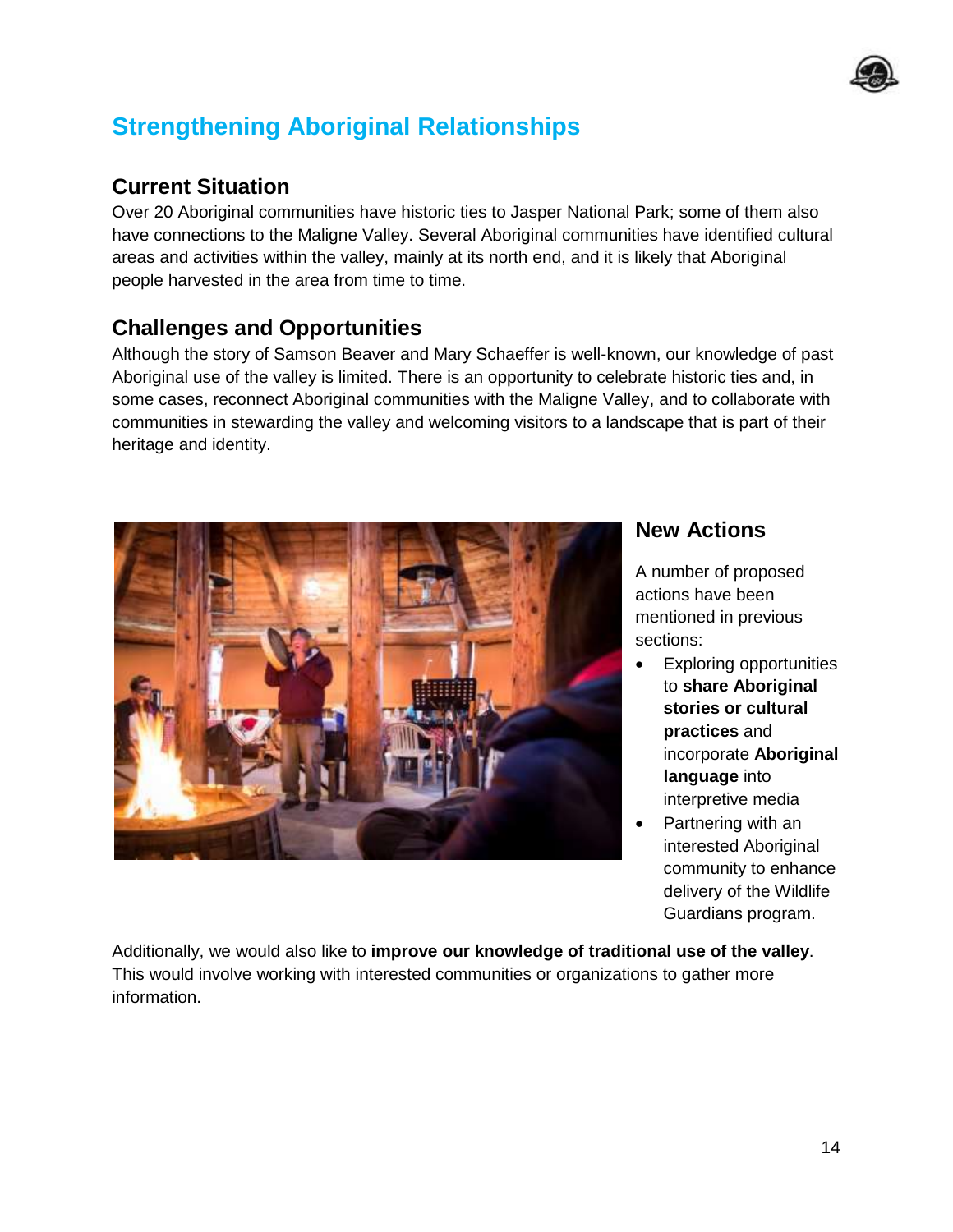## Strengthening Aboriginal Relationships

### Current Situation

Over 20 Aboriginal communities have historic ties to Jasper National Park; some of them also have connections to the Maligne Valley. Several Aboriginal communities have identified cultural areas and activities within the valley, mainly at its north end, and it is likely that Aboriginal people harvested in the area from time to time.

### Challenges and Opportunities

Although the story of Samson Beaver and Mary Schaeffer is well-known, our knowledge of past Aboriginal use of the valley is limited. There is an opportunity to celebrate historic ties and, in some cases, reconnect Aboriginal communities with the Maligne Valley, and to collaborate with communities in stewarding the valley and welcoming visitors to a landscape that is part of their heritage and identity.

### New Actions

A number of proposed actions have been mentioned in previous sections:

- Exploring opportunities to **share Aboriginal stories or cultural practices** and incorporate **Aboriginal language** into interpretive media
- Partnering with an interested Aboriginal community to enhance delivery of the Wildlife Guardians program.

Additionally, we would also like to **improve our knowledge of traditional use of the valley**. This would involve working with interested communities or organizations to gather more information.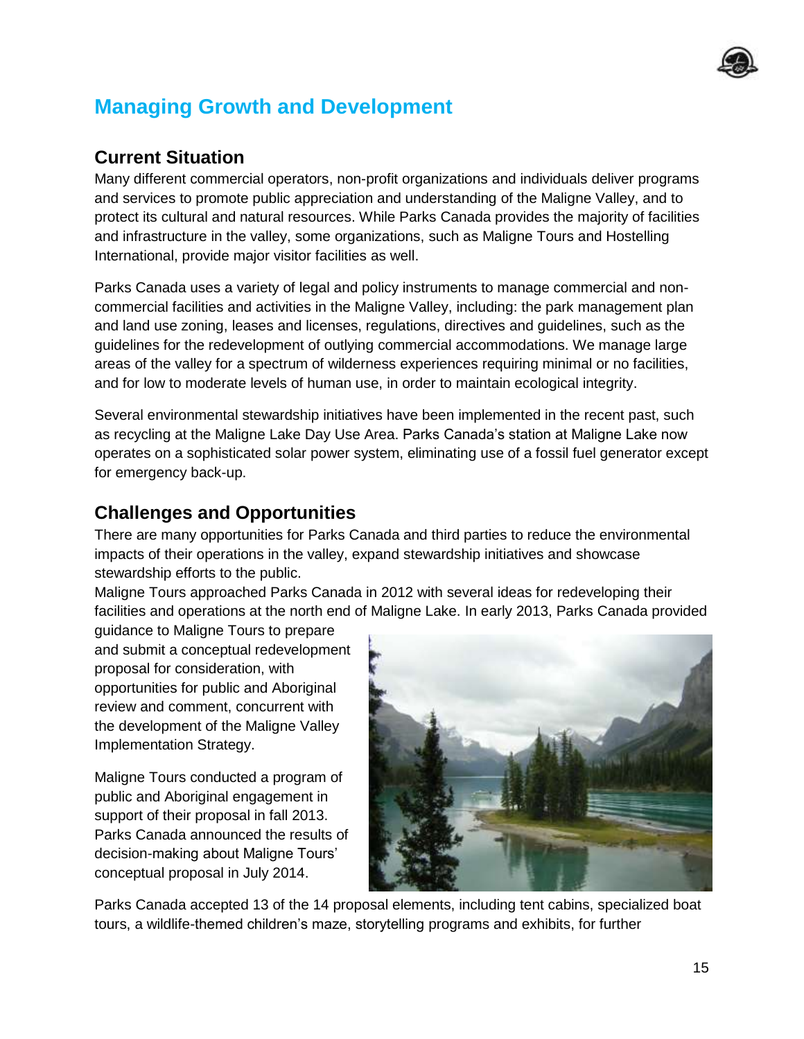# Managing Growth and Development

## Current Situation

Many different commercial operators, non-profit organizations and individuals deliver programs and services to promote public appreciation and understanding of the Maligne Valley, and to protect its cultural and natural resources. While Parks Canada provides the majority of facilities and infrastructure in the valley, some organizations, such as Maligne Tours and Hostelling International, provide major visitor facilities as well.

Parks Canada uses a variety of legal and policy instruments to manage commercial and non-commercial facilities and activities in the Maligne Valley, including: the park management plan and land use zoning, leases and licenses, regulations, directives and guidelines, such as the guidelines for the redevelopment of outlying commercial accommodations. We manage large areas of the valley for a spectrum of wilderness experiences requiring minimal or no facilities, and for low to moderate levels of human use, in order to maintain ecological integrity.

Several environmental stewardship initiatives have been implemented in the recent past, such as recycling at the Maligne Lake Day Use Area. Parks Canada's station at Maligne Lake now operates on a sophisticated solar power system, eliminating use of a fossil fuel generator except for emergency back-up.

## Challenges and Opportunities

There are many opportunities for Parks Canada and third parties to reduce the environmental impacts of their operations in the valley, expand stewardship initiatives and showcase stewardship efforts to the public.

Maligne Tours approached Parks Canada in 2012 with several ideas for redeveloping their facilities and operations at the north end of Maligne Lake. In early 2013, Parks Canada provided guidance to Maligne Tours to prepare and submit a conceptual redevelopment proposal for consideration, with opportunities for public and Aboriginal review and comment, concurrent with the development of the Maligne Valley Implementation Strategy.

Maligne Tours conducted a program of public and Aboriginal engagement in support of their proposal in fall 2013. Parks Canada announced the results of decision-making about Maligne Tours' conceptual proposal in July 2014.

Parks Canada accepted 13 of the 14 proposal elements, including tent cabins, specialized boat tours, a wildlife-themed children's maze, storytelling programs and exhibits, for further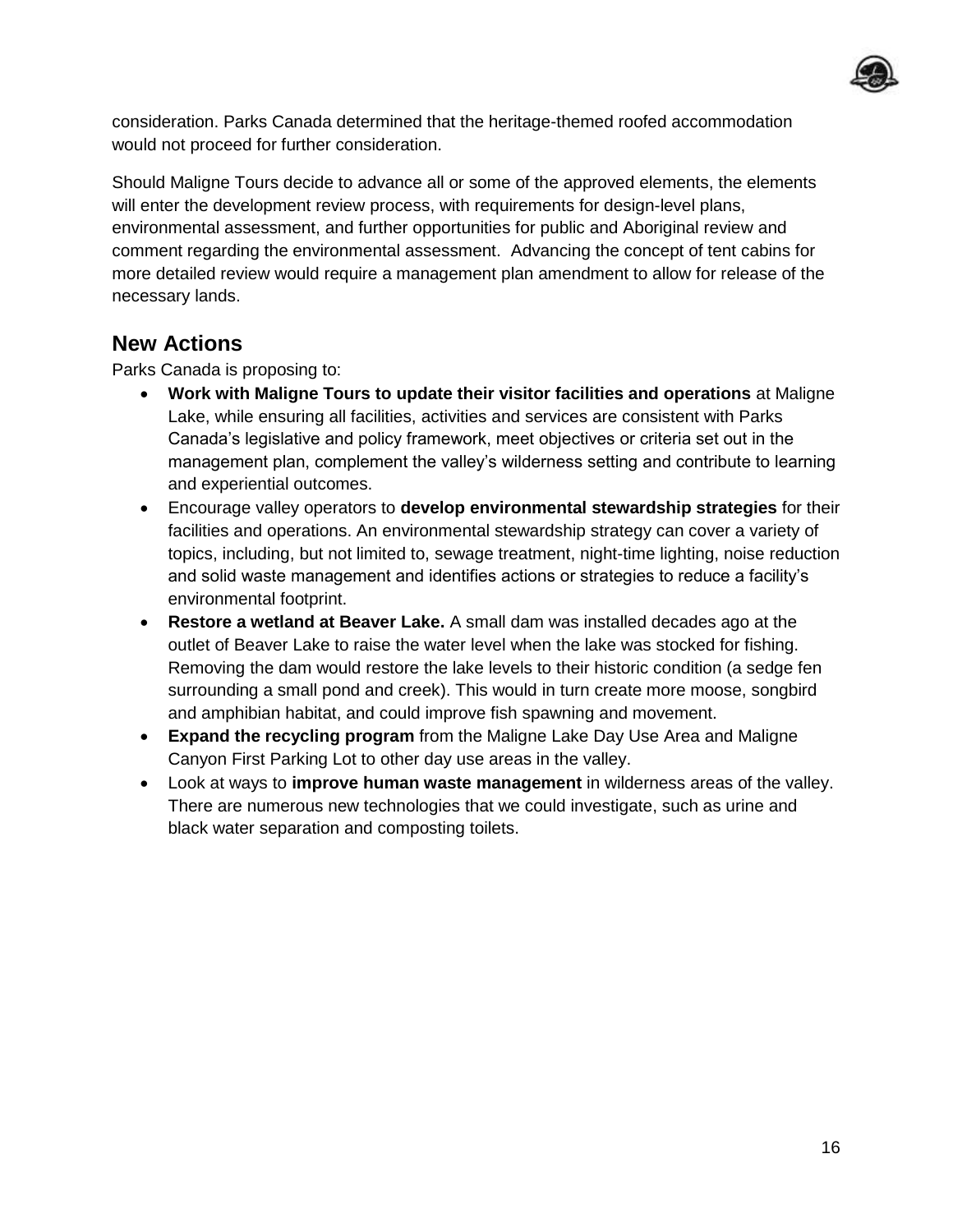consideration. Parks Canada determined that the heritage-themed roofed accommodation would not proceed for further consideration.

Should Maligne Tours decide to advance all or some of the approved elements, the elements will enter the development review process, with requirements for design-level plans, environmental assessment, and further opportunities for public and Aboriginal review and comment regarding the environmental assessment. Advancing the concept of tent cabins for more detailed review would require a management plan amendment to allow for release of the necessary lands.

## New Actions

Parks Canada is proposing to:

- **Work with Maligne Tours to update their visitor facilities and operations** at Maligne Lake, while ensuring all facilities, activities and services are consistent with Parks Canada's legislative and policy framework, meet objectives or criteria set out in the management plan, complement the valley's wilderness setting and contribute to learning and experiential outcomes.
- Encourage valley operators to **develop environmental stewardship strategies** for their facilities and operations. An environmental stewardship strategy can cover a variety of topics, including, but not limited to, sewage treatment, night-time lighting, noise reduction and solid waste management and identifies actions or strategies to reduce a facility's environmental footprint.
- **Restore a wetland at Beaver Lake.** A small dam was installed decades ago at the outlet of Beaver Lake to raise the water level when the lake was stocked for fishing. Removing the dam would restore the lake levels to their historic condition (a sedge fen surrounding a small pond and creek). This would in turn create more moose, songbird and amphibian habitat, and could improve fish spawning and movement.
- **Expand the recycling program** from the Maligne Lake Day Use Area and Maligne Canyon First Parking Lot to other day use areas in the valley.
- Look at ways to **improve human waste management** in wilderness areas of the valley. There are numerous new technologies that we could investigate, such as urine and black water separation and composting toilets.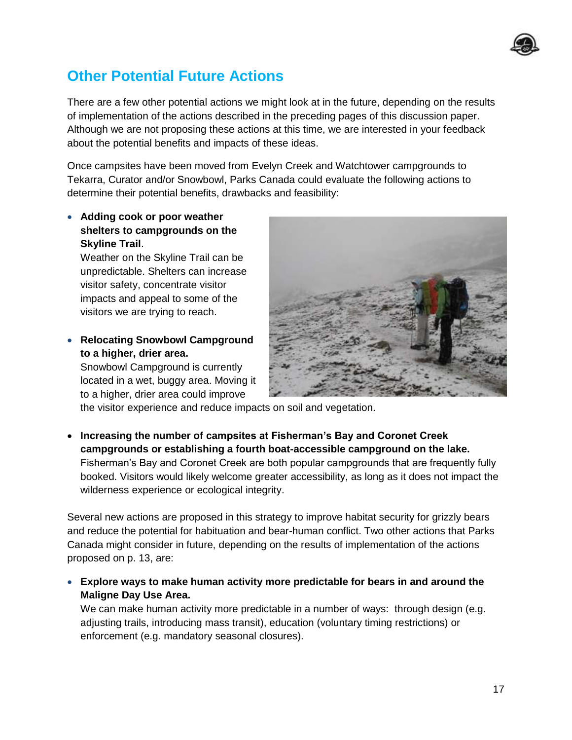## Other Potential Future Actions

There are a few other potential actions we might look at in the future, depending on the results of implementation of the actions described in the preceding pages of this discussion paper. Although we are not proposing these actions at this time, we are interested in your feedback about the potential benefits and impacts of these ideas.

Once campsites have been moved from Evelyn Creek and Watchtower campgrounds to Tekarra, Curator and/or Snowbowl, Parks Canada could evaluate the following actions to determine their potential benefits, drawbacks and feasibility:

- **Adding cook or poor weather shelters to campgrounds on the Skyline Trail**.
  Weather on the Skyline Trail can be unpredictable. Shelters can increase visitor safety, concentrate visitor impacts and appeal to some of the visitors we are trying to reach.
- **Relocating Snowbowl Campground to a higher, drier area.**
  Snowbowl Campground is currently located in a wet, buggy area. Moving it to a higher, drier area could improve the visitor experience and reduce impacts on soil and vegetation.
- **Increasing the number of campsites at Fisherman's Bay and Coronet Creek campgrounds or establishing a fourth boat-accessible campground on the lake.**
  Fisherman's Bay and Coronet Creek are both popular campgrounds that are frequently fully booked. Visitors would likely welcome greater accessibility, as long as it does not impact the wilderness experience or ecological integrity.

Several new actions are proposed in this strategy to improve habitat security for grizzly bears and reduce the potential for habituation and bear-human conflict. Two other actions that Parks Canada might consider in future, depending on the results of implementation of the actions proposed on p. 13, are:

- **Explore ways to make human activity more predictable for bears in and around the Maligne Day Use Area.**
  We can make human activity more predictable in a number of ways: through design (e.g. adjusting trails, introducing mass transit), education (voluntary timing restrictions) or enforcement (e.g. mandatory seasonal closures).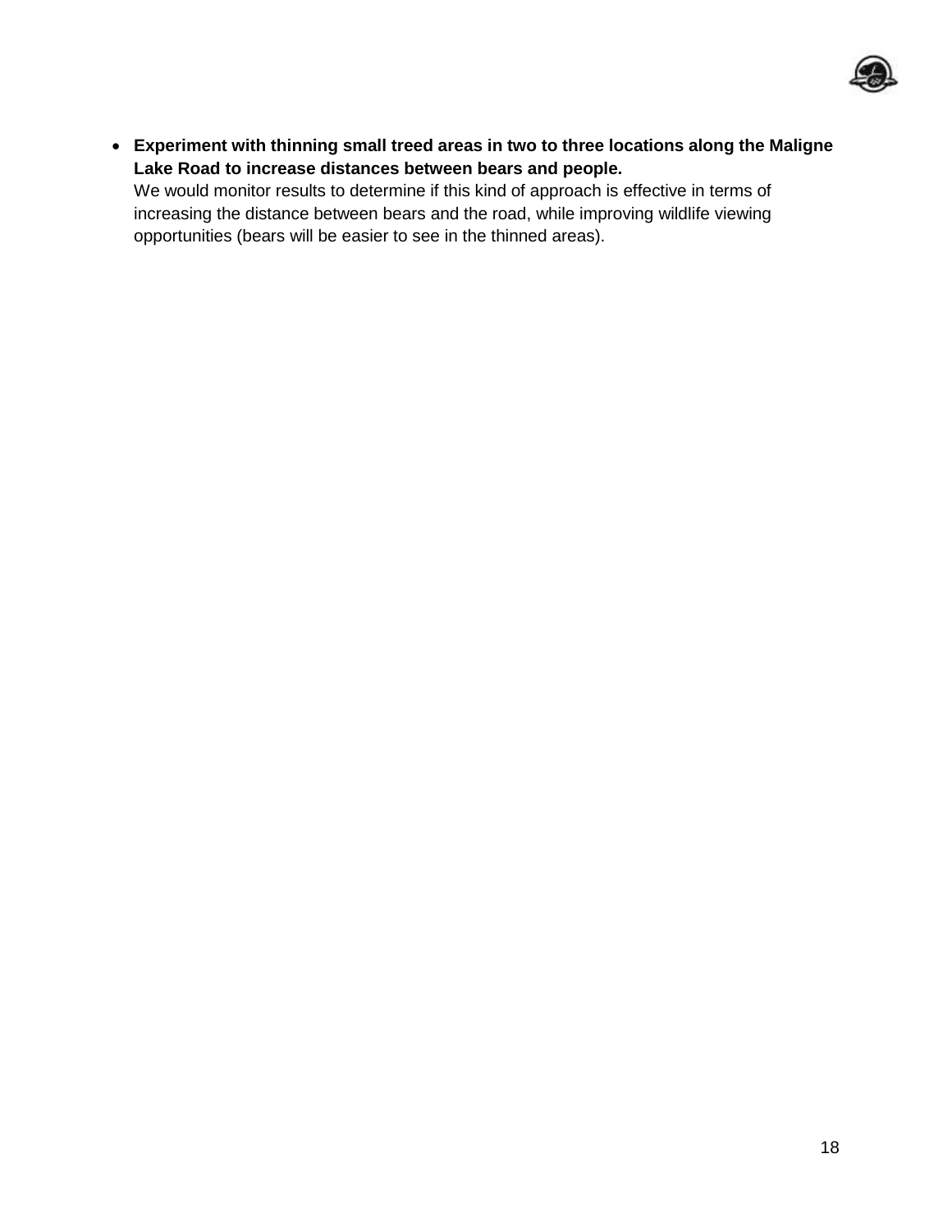- **Experiment with thinning small treed areas in two to three locations along the Maligne Lake Road to increase distances between bears and people.**
  We would monitor results to determine if this kind of approach is effective in terms of increasing the distance between bears and the road, while improving wildlife viewing opportunities (bears will be easier to see in the thinned areas).